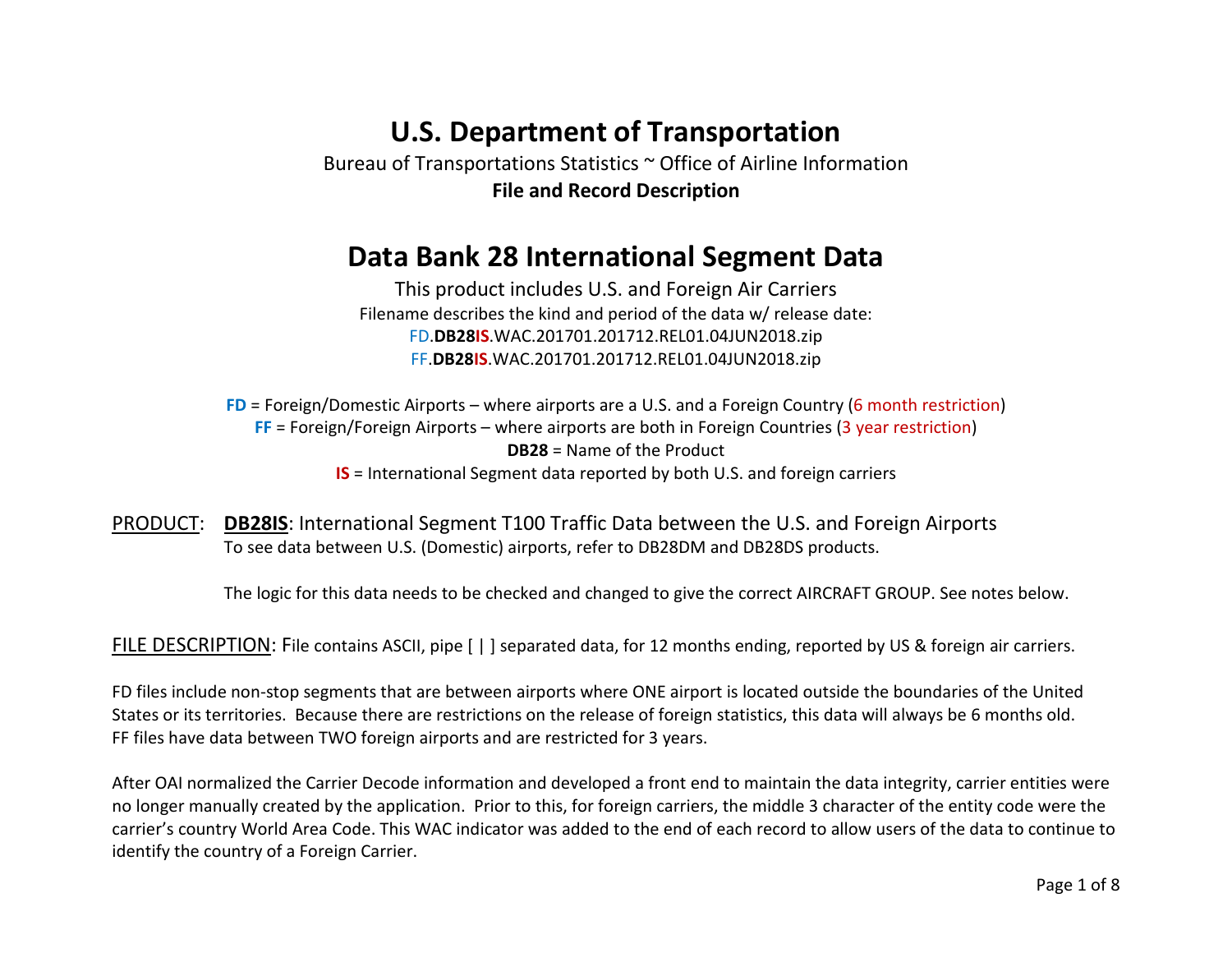# U.S. Department of Transportation

Bureau of Transportations Statistics ~ Office of Airline Information

**File and Record Description**

# Data Bank 28 International Segment Data

This product includes U.S. and Foreign Air Carriers

Filename describes the kind and period of the data w/ release date:

FD.**DB28IS**.WAC.201701.201712.REL01.04JUN2018.zip

FF.**DB28IS**.WAC.201701.201712.REL01.04JUN2018.zip

**FD** = Foreign/Domestic Airports – where airports are a U.S. and a Foreign Country (6 month restriction)

**FF** = Foreign/Foreign Airports – where airports are both in Foreign Countries (3 year restriction)

**DB28** = Name of the Product

**IS** = International Segment data reported by both U.S. and foreign carriers

PRODUCT: **DB28IS**: International Segment T100 Traffic Data between the U.S. and Foreign Airports

To see data between U.S. (Domestic) airports, refer to DB28DM and DB28DS products.

The logic for this data needs to be checked and changed to give the correct AIRCRAFT GROUP. See notes below.

FILE DESCRIPTION: File contains ASCII, pipe [ | ] separated data, for 12 months ending, reported by US & foreign air carriers.

FD files include non-stop segments that are between airports where ONE airport is located outside the boundaries of the United States or its territories. Because there are restrictions on the release of foreign statistics, this data will always be 6 months old.
FF files have data between TWO foreign airports and are restricted for 3 years.

After OAI normalized the Carrier Decode information and developed a front end to maintain the data integrity, carrier entities were no longer manually created by the application. Prior to this, for foreign carriers, the middle 3 character of the entity code were the carrier's country World Area Code. This WAC indicator was added to the end of each record to allow users of the data to continue to identify the country of a Foreign Carrier.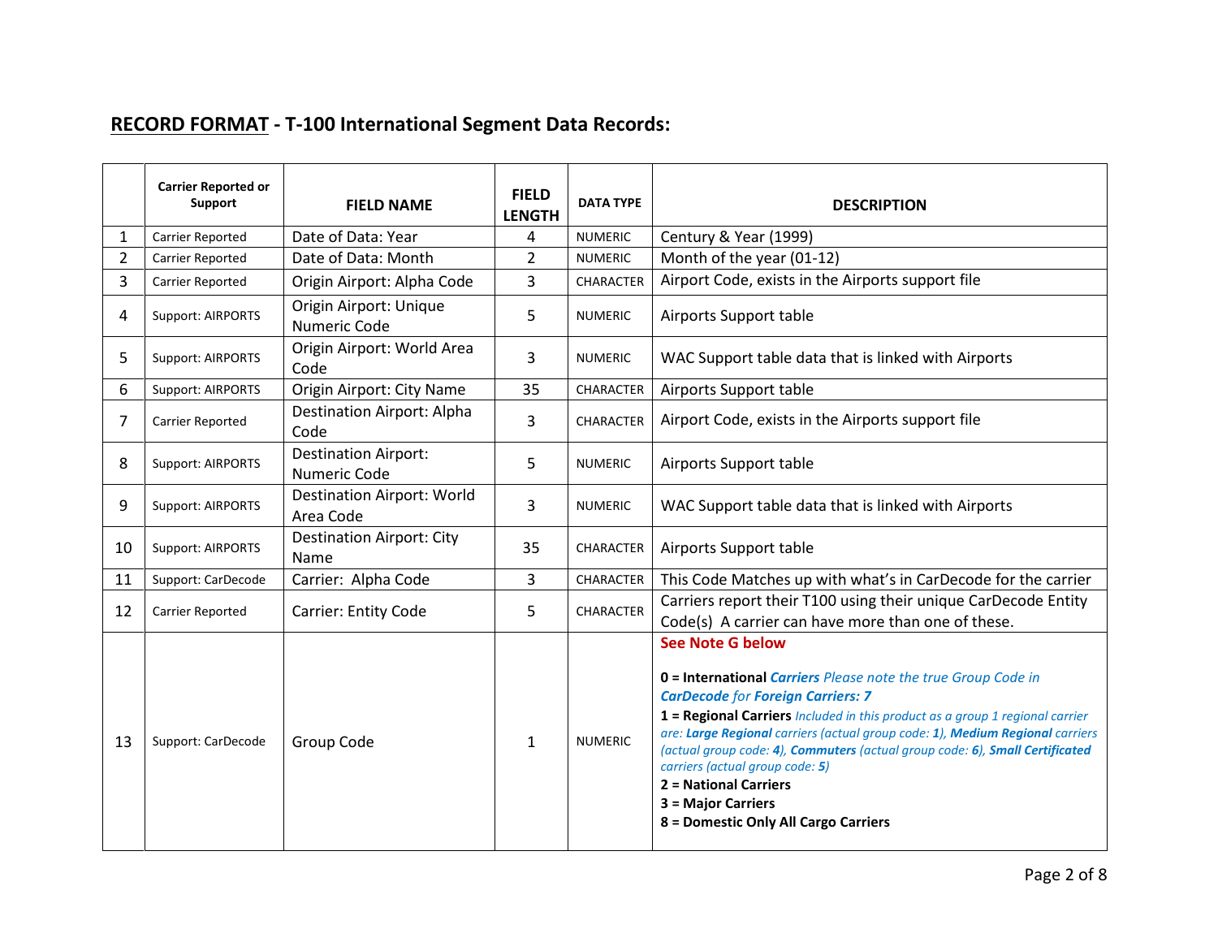## RECORD FORMAT - T-100 International Segment Data Records:

| | Carrier Reported or Support | FIELD NAME | FIELD LENGTH | DATA TYPE | DESCRIPTION |
|---|---|---|---|---|---|
| 1 | Carrier Reported | Date of Data: Year | 4 | NUMERIC | Century & Year (1999) |
| 2 | Carrier Reported | Date of Data: Month | 2 | NUMERIC | Month of the year (01-12) |
| 3 | Carrier Reported | Origin Airport: Alpha Code | 3 | CHARACTER | Airport Code, exists in the Airports support file |
| 4 | Support: AIRPORTS | Origin Airport: Unique Numeric Code | 5 | NUMERIC | Airports Support table |
| 5 | Support: AIRPORTS | Origin Airport: World Area Code | 3 | NUMERIC | WAC Support table data that is linked with Airports |
| 6 | Support: AIRPORTS | Origin Airport: City Name | 35 | CHARACTER | Airports Support table |
| 7 | Carrier Reported | Destination Airport: Alpha Code | 3 | CHARACTER | Airport Code, exists in the Airports support file |
| 8 | Support: AIRPORTS | Destination Airport: Numeric Code | 5 | NUMERIC | Airports Support table |
| 9 | Support: AIRPORTS | Destination Airport: World Area Code | 3 | NUMERIC | WAC Support table data that is linked with Airports |
| 10 | Support: AIRPORTS | Destination Airport: City Name | 35 | CHARACTER | Airports Support table |
| 11 | Support: CarDecode | Carrier: Alpha Code | 3 | CHARACTER | This Code Matches up with what's in CarDecode for the carrier |
| 12 | Carrier Reported | Carrier: Entity Code | 5 | CHARACTER | Carriers report their T100 using their unique CarDecode Entity Code(s) A carrier can have more than one of these. |
| 13 | Support: CarDecode | Group Code | 1 | NUMERIC | **See Note G below**<br><br>**0 = International** ***Carriers*** *Please note the true Group Code in* ***CarDecode*** *for* ***Foreign Carriers: 7***<br>**1 = Regional Carriers** *Included in this product as a group 1 regional carrier are:* ***Large Regional*** *carriers (actual group code:* ***1****),* ***Medium Regional*** *carriers (actual group code:* ***4****),* ***Commuters*** *(actual group code:* ***6****),* ***Small Certificated*** *carriers (actual group code:* ***5****)*<br>**2 = National Carriers**<br>**3 = Major Carriers**<br>**8 = Domestic Only All Cargo Carriers** |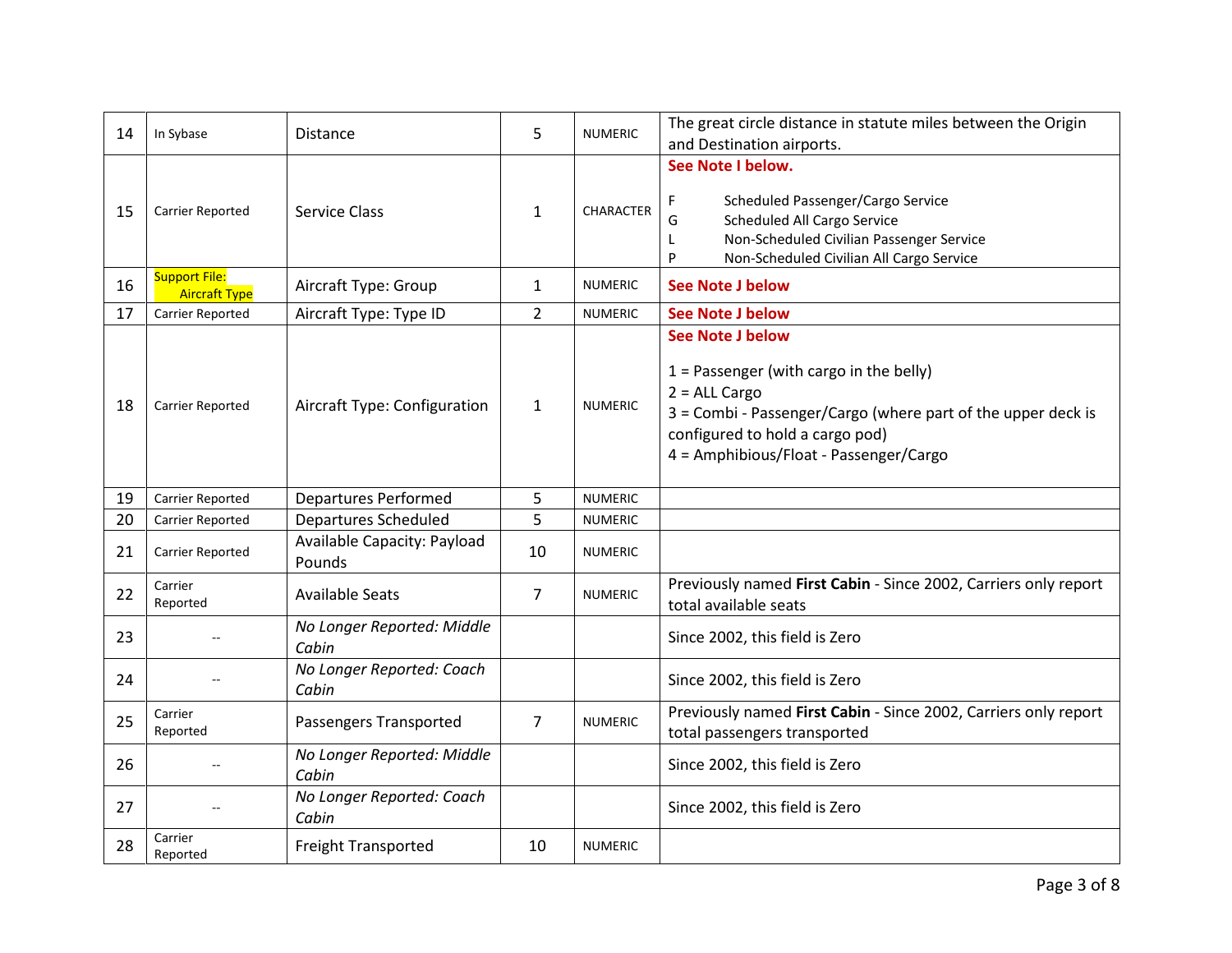| 14 | In Sybase | Distance | 5 | NUMERIC | The great circle distance in statute miles between the Origin and Destination airports. |
|---|---|---|---|---|---|
| 15 | Carrier Reported | Service Class | 1 | CHARACTER | **See Note I below.**<br><br>F Scheduled Passenger/Cargo Service<br>G Scheduled All Cargo Service<br>L Non-Scheduled Civilian Passenger Service<br>P Non-Scheduled Civilian All Cargo Service |
| 16 | Support File: Aircraft Type | Aircraft Type: Group | 1 | NUMERIC | **See Note J below** |
| 17 | Carrier Reported | Aircraft Type: Type ID | 2 | NUMERIC | **See Note J below** |
| 18 | Carrier Reported | Aircraft Type: Configuration | 1 | NUMERIC | **See Note J below**<br><br>1 = Passenger (with cargo in the belly)<br>2 = ALL Cargo<br>3 = Combi - Passenger/Cargo (where part of the upper deck is configured to hold a cargo pod)<br>4 = Amphibious/Float - Passenger/Cargo |
| 19 | Carrier Reported | Departures Performed | 5 | NUMERIC | |
| 20 | Carrier Reported | Departures Scheduled | 5 | NUMERIC | |
| 21 | Carrier Reported | Available Capacity: Payload Pounds | 10 | NUMERIC | |
| 22 | Carrier Reported | Available Seats | 7 | NUMERIC | Previously named **First Cabin** - Since 2002, Carriers only report total available seats |
| 23 | -- | *No Longer Reported: Middle Cabin* | | | Since 2002, this field is Zero |
| 24 | -- | *No Longer Reported: Coach Cabin* | | | Since 2002, this field is Zero |
| 25 | Carrier Reported | Passengers Transported | 7 | NUMERIC | Previously named **First Cabin** - Since 2002, Carriers only report total passengers transported |
| 26 | -- | *No Longer Reported: Middle Cabin* | | | Since 2002, this field is Zero |
| 27 | -- | *No Longer Reported: Coach Cabin* | | | Since 2002, this field is Zero |
| 28 | Carrier Reported | Freight Transported | 10 | NUMERIC | |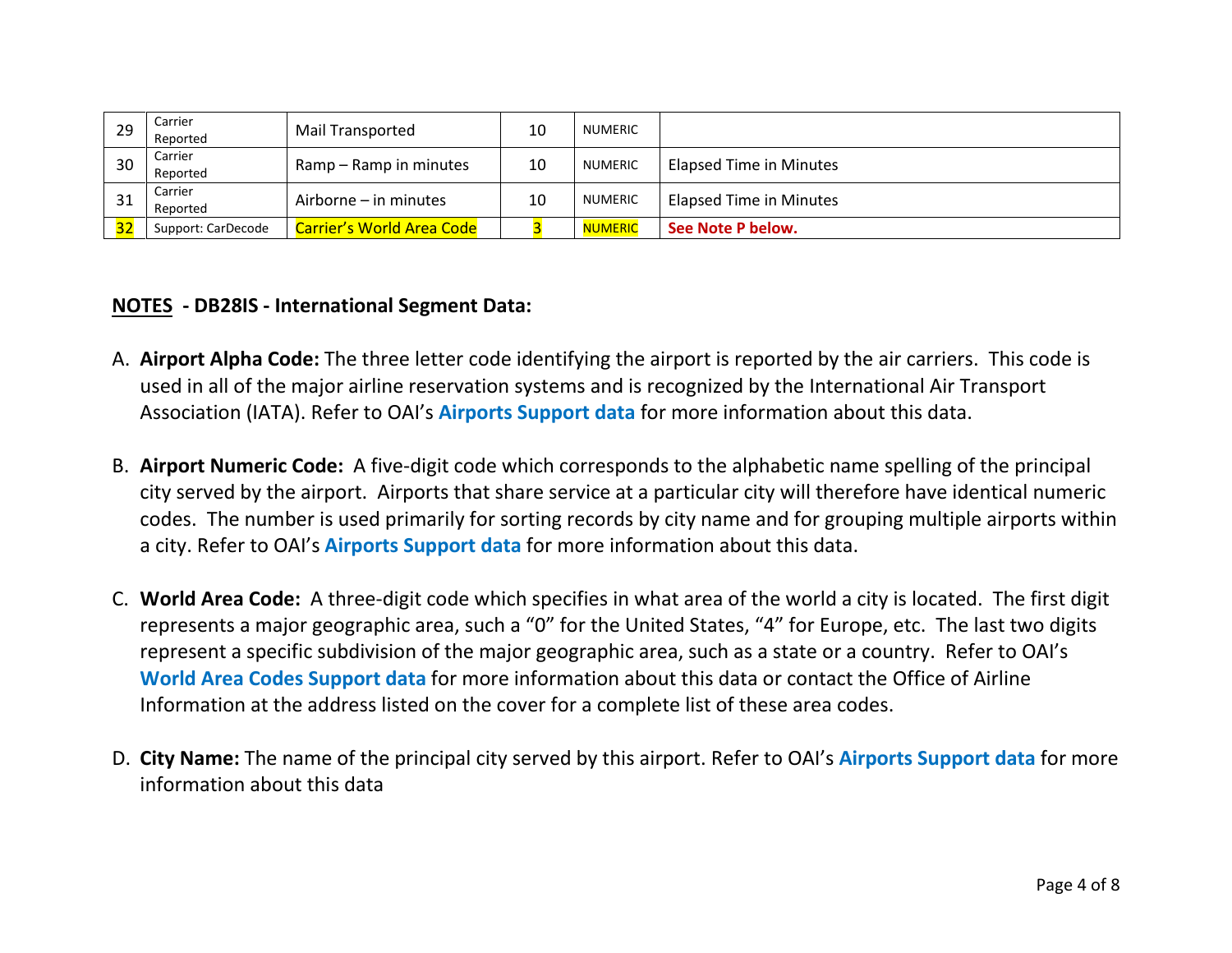| 29 | Carrier Reported | Mail Transported | 10 | NUMERIC | |
|---|---|---|---|---|---|
| 30 | Carrier Reported | Ramp – Ramp in minutes | 10 | NUMERIC | Elapsed Time in Minutes |
| 31 | Carrier Reported | Airborne – in minutes | 10 | NUMERIC | Elapsed Time in Minutes |
| 32 | Support: CarDecode | Carrier's World Area Code | 3 | NUMERIC | **See Note P below.** |

## NOTES - DB28IS - International Segment Data:

A. **Airport Alpha Code:** The three letter code identifying the airport is reported by the air carriers. This code is used in all of the major airline reservation systems and is recognized by the International Air Transport Association (IATA). Refer to OAI's **Airports Support data** for more information about this data.

B. **Airport Numeric Code:** A five-digit code which corresponds to the alphabetic name spelling of the principal city served by the airport. Airports that share service at a particular city will therefore have identical numeric codes. The number is used primarily for sorting records by city name and for grouping multiple airports within a city. Refer to OAI's **Airports Support data** for more information about this data.

C. **World Area Code:** A three-digit code which specifies in what area of the world a city is located. The first digit represents a major geographic area, such a "0" for the United States, "4" for Europe, etc. The last two digits represent a specific subdivision of the major geographic area, such as a state or a country. Refer to OAI's **World Area Codes Support data** for more information about this data or contact the Office of Airline Information at the address listed on the cover for a complete list of these area codes.

D. **City Name:** The name of the principal city served by this airport. Refer to OAI's **Airports Support data** for more information about this data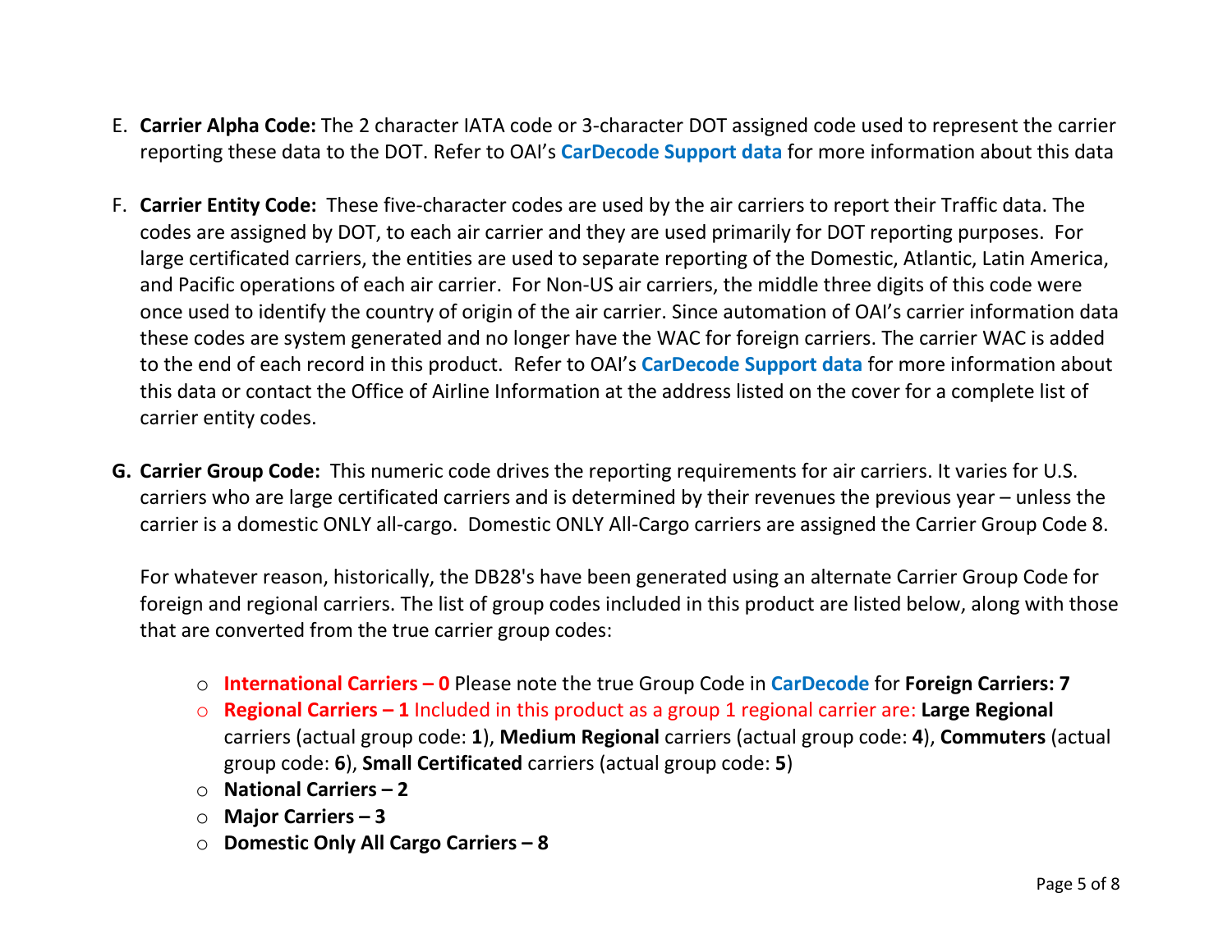E. **Carrier Alpha Code:** The 2 character IATA code or 3-character DOT assigned code used to represent the carrier reporting these data to the DOT. Refer to OAI's **CarDecode Support data** for more information about this data

F. **Carrier Entity Code:** These five-character codes are used by the air carriers to report their Traffic data. The codes are assigned by DOT, to each air carrier and they are used primarily for DOT reporting purposes. For large certificated carriers, the entities are used to separate reporting of the Domestic, Atlantic, Latin America, and Pacific operations of each air carrier. For Non-US air carriers, the middle three digits of this code were once used to identify the country of origin of the air carrier. Since automation of OAI's carrier information data these codes are system generated and no longer have the WAC for foreign carriers. The carrier WAC is added to the end of each record in this product. Refer to OAI's **CarDecode Support data** for more information about this data or contact the Office of Airline Information at the address listed on the cover for a complete list of carrier entity codes.

**G. Carrier Group Code:** This numeric code drives the reporting requirements for air carriers. It varies for U.S. carriers who are large certificated carriers and is determined by their revenues the previous year – unless the carrier is a domestic ONLY all-cargo. Domestic ONLY All-Cargo carriers are assigned the Carrier Group Code 8.

For whatever reason, historically, the DB28's have been generated using an alternate Carrier Group Code for foreign and regional carriers. The list of group codes included in this product are listed below, along with those that are converted from the true carrier group codes:

- **International Carriers – 0** Please note the true Group Code in CarDecode for **Foreign Carriers: 7**
- **Regional Carriers – 1** Included in this product as a group 1 regional carrier are: **Large Regional** carriers (actual group code: **1**), **Medium Regional** carriers (actual group code: **4**), **Commuters** (actual group code: **6**), **Small Certificated** carriers (actual group code: **5**)
- **National Carriers – 2**
- **Major Carriers – 3**
- **Domestic Only All Cargo Carriers – 8**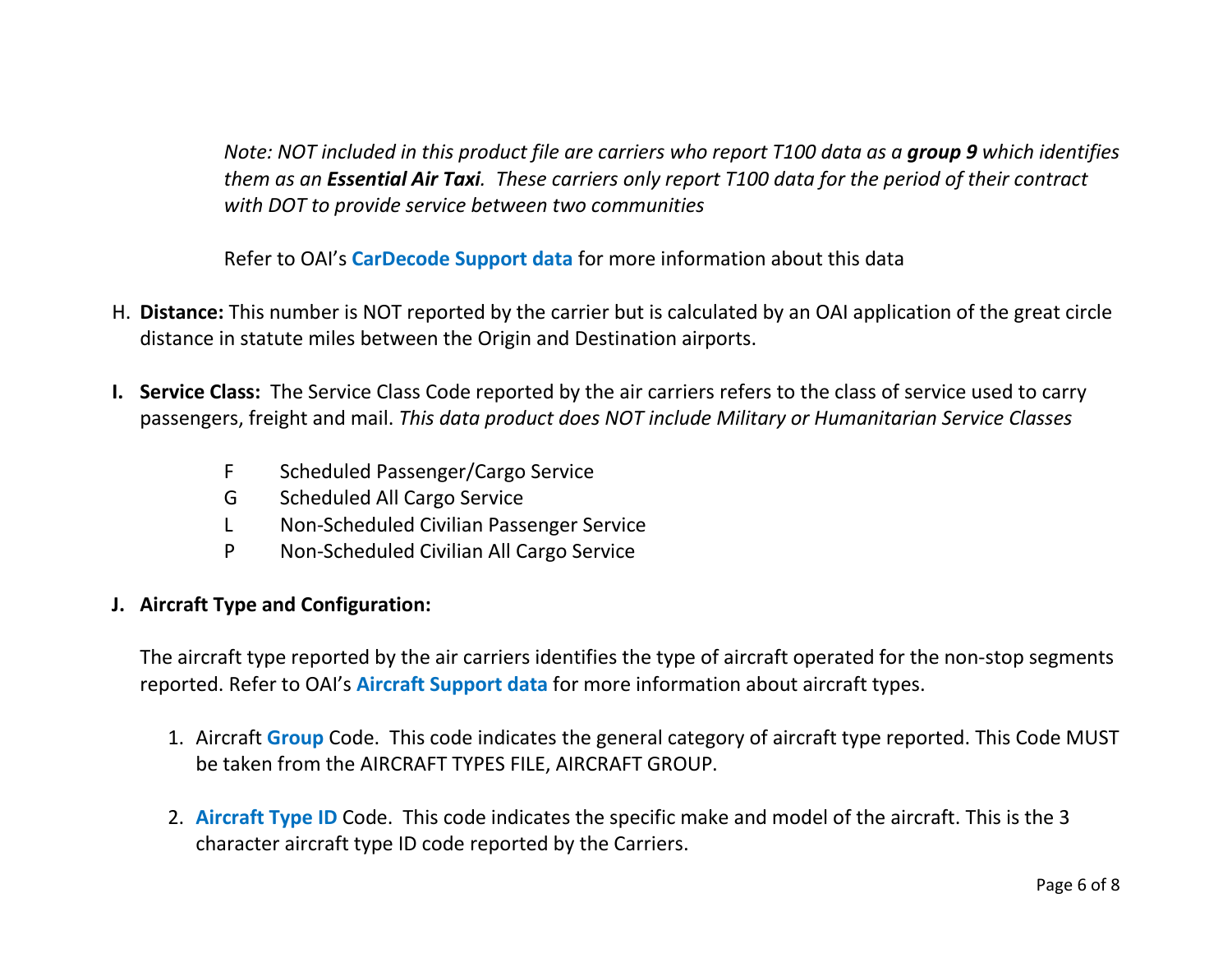*Note: NOT included in this product file are carriers who report T100 data as a **group 9** which identifies them as an **Essential Air Taxi**. These carriers only report T100 data for the period of their contract with DOT to provide service between two communities*

Refer to OAI's **CarDecode Support data** for more information about this data

H. **Distance:** This number is NOT reported by the carrier but is calculated by an OAI application of the great circle distance in statute miles between the Origin and Destination airports.

**I. Service Class:** The Service Class Code reported by the air carriers refers to the class of service used to carry passengers, freight and mail. *This data product does NOT include Military or Humanitarian Service Classes*

- F Scheduled Passenger/Cargo Service
- G Scheduled All Cargo Service
- L Non-Scheduled Civilian Passenger Service
- P Non-Scheduled Civilian All Cargo Service

**J. Aircraft Type and Configuration:**

The aircraft type reported by the air carriers identifies the type of aircraft operated for the non-stop segments reported. Refer to OAI's **Aircraft Support data** for more information about aircraft types.

1. Aircraft **Group** Code. This code indicates the general category of aircraft type reported. This Code MUST be taken from the AIRCRAFT TYPES FILE, AIRCRAFT GROUP.

2. **Aircraft Type ID** Code. This code indicates the specific make and model of the aircraft. This is the 3 character aircraft type ID code reported by the Carriers.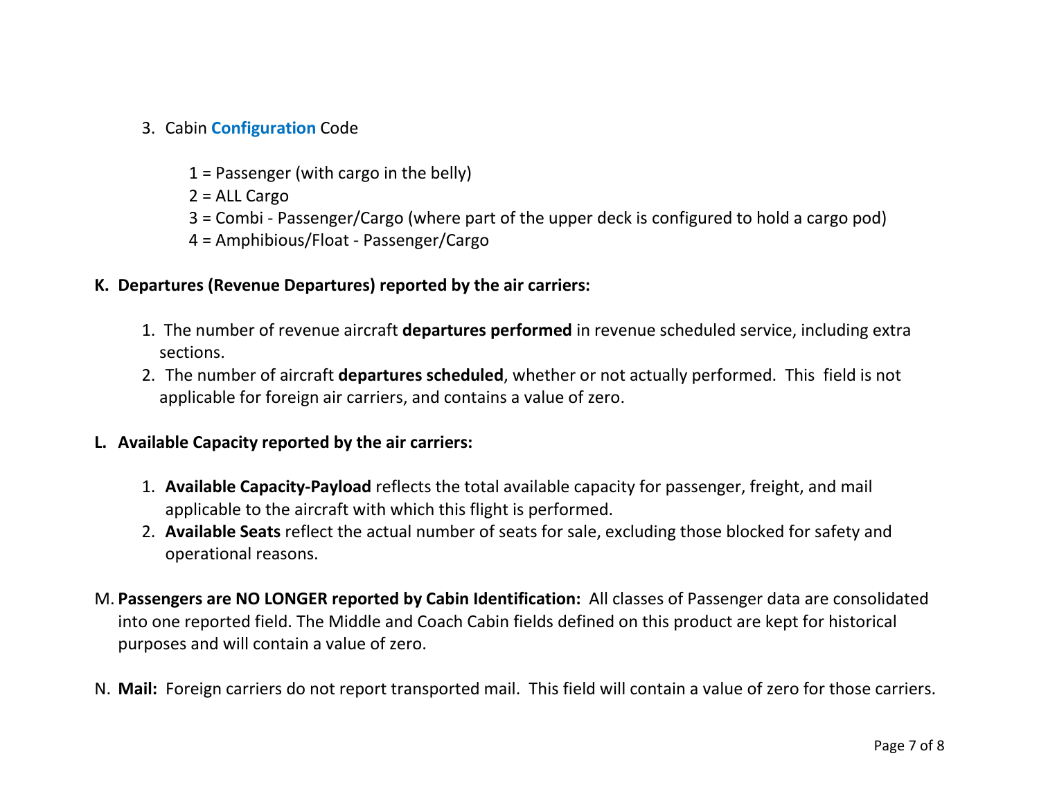3. Cabin **Configuration** Code

   1 = Passenger (with cargo in the belly)
   2 = ALL Cargo
   3 = Combi - Passenger/Cargo (where part of the upper deck is configured to hold a cargo pod)
   4 = Amphibious/Float - Passenger/Cargo

**K. Departures (Revenue Departures) reported by the air carriers:**

1. The number of revenue aircraft **departures performed** in revenue scheduled service, including extra sections.
2. The number of aircraft **departures scheduled**, whether or not actually performed. This field is not applicable for foreign air carriers, and contains a value of zero.

**L. Available Capacity reported by the air carriers:**

1. **Available Capacity-Payload** reflects the total available capacity for passenger, freight, and mail applicable to the aircraft with which this flight is performed.
2. **Available Seats** reflect the actual number of seats for sale, excluding those blocked for safety and operational reasons.

M. **Passengers are NO LONGER reported by Cabin Identification:** All classes of Passenger data are consolidated into one reported field. The Middle and Coach Cabin fields defined on this product are kept for historical purposes and will contain a value of zero.

N. **Mail:** Foreign carriers do not report transported mail. This field will contain a value of zero for those carriers.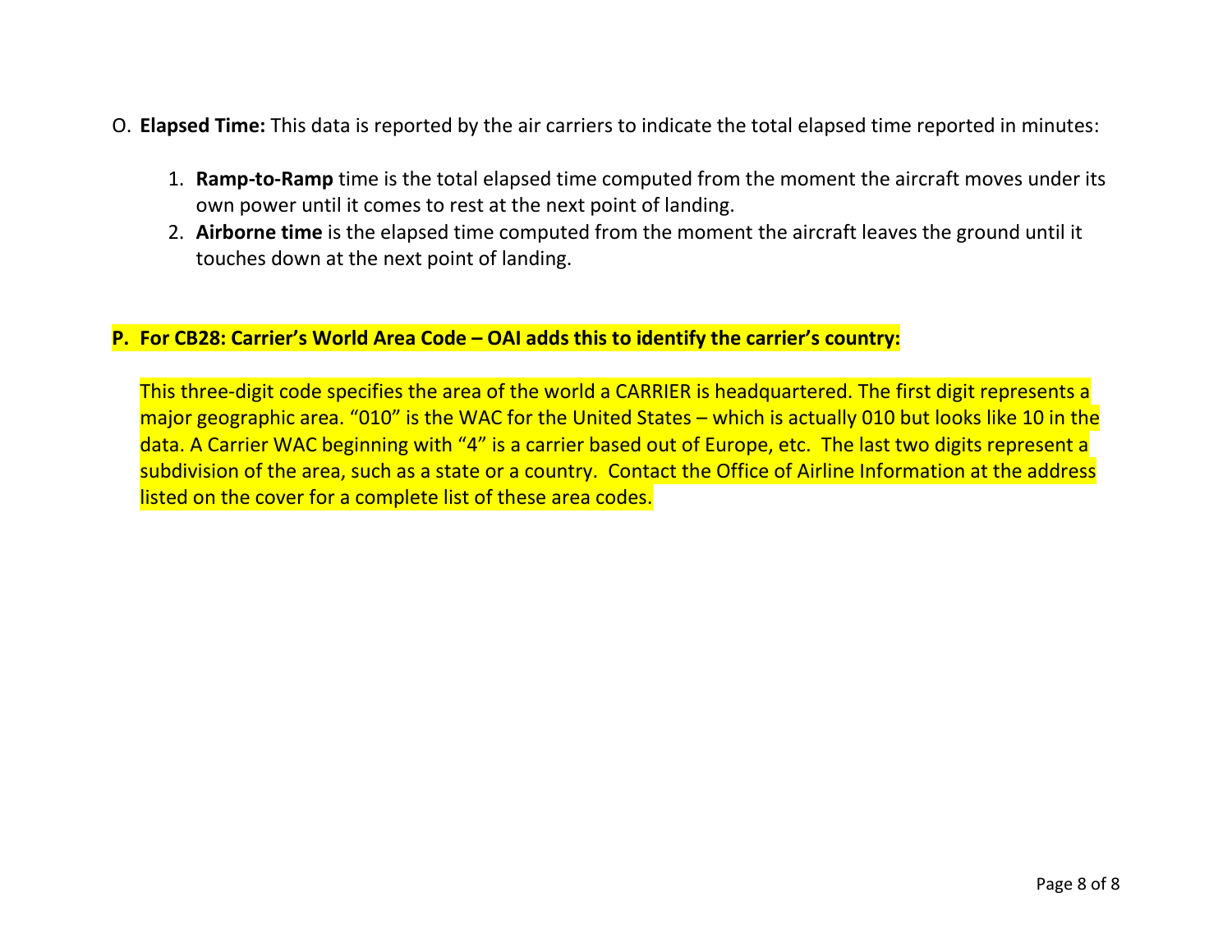O. **Elapsed Time:** This data is reported by the air carriers to indicate the total elapsed time reported in minutes:

1. **Ramp-to-Ramp** time is the total elapsed time computed from the moment the aircraft moves under its own power until it comes to rest at the next point of landing.
2. **Airborne time** is the elapsed time computed from the moment the aircraft leaves the ground until it touches down at the next point of landing.

**P. For CB28: Carrier's World Area Code – OAI adds this to identify the carrier's country:**

This three-digit code specifies the area of the world a CARRIER is headquartered. The first digit represents a major geographic area. "010" is the WAC for the United States – which is actually 010 but looks like 10 in the data. A Carrier WAC beginning with "4" is a carrier based out of Europe, etc. The last two digits represent a subdivision of the area, such as a state or a country. Contact the Office of Airline Information at the address listed on the cover for a complete list of these area codes.